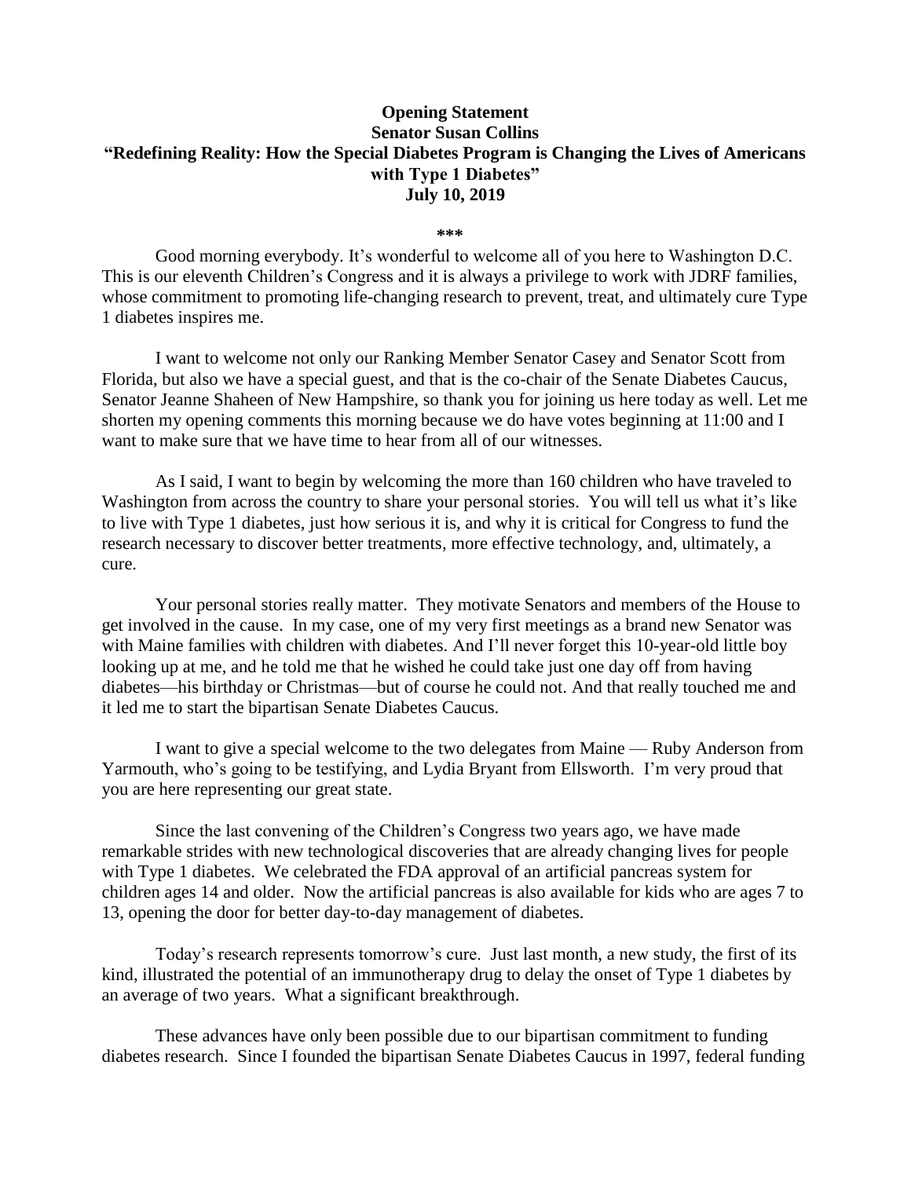**Opening Statement**
**Senator Susan Collins**
**"Redefining Reality: How the Special Diabetes Program is Changing the Lives of Americans with Type 1 Diabetes"**
**July 10, 2019**

***

Good morning everybody. It's wonderful to welcome all of you here to Washington D.C. This is our eleventh Children's Congress and it is always a privilege to work with JDRF families, whose commitment to promoting life-changing research to prevent, treat, and ultimately cure Type 1 diabetes inspires me.

I want to welcome not only our Ranking Member Senator Casey and Senator Scott from Florida, but also we have a special guest, and that is the co-chair of the Senate Diabetes Caucus, Senator Jeanne Shaheen of New Hampshire, so thank you for joining us here today as well. Let me shorten my opening comments this morning because we do have votes beginning at 11:00 and I want to make sure that we have time to hear from all of our witnesses.

As I said, I want to begin by welcoming the more than 160 children who have traveled to Washington from across the country to share your personal stories. You will tell us what it's like to live with Type 1 diabetes, just how serious it is, and why it is critical for Congress to fund the research necessary to discover better treatments, more effective technology, and, ultimately, a cure.

Your personal stories really matter. They motivate Senators and members of the House to get involved in the cause. In my case, one of my very first meetings as a brand new Senator was with Maine families with children with diabetes. And I'll never forget this 10-year-old little boy looking up at me, and he told me that he wished he could take just one day off from having diabetes—his birthday or Christmas—but of course he could not. And that really touched me and it led me to start the bipartisan Senate Diabetes Caucus.

I want to give a special welcome to the two delegates from Maine — Ruby Anderson from Yarmouth, who's going to be testifying, and Lydia Bryant from Ellsworth. I'm very proud that you are here representing our great state.

Since the last convening of the Children's Congress two years ago, we have made remarkable strides with new technological discoveries that are already changing lives for people with Type 1 diabetes. We celebrated the FDA approval of an artificial pancreas system for children ages 14 and older. Now the artificial pancreas is also available for kids who are ages 7 to 13, opening the door for better day-to-day management of diabetes.

Today's research represents tomorrow's cure. Just last month, a new study, the first of its kind, illustrated the potential of an immunotherapy drug to delay the onset of Type 1 diabetes by an average of two years. What a significant breakthrough.

These advances have only been possible due to our bipartisan commitment to funding diabetes research. Since I founded the bipartisan Senate Diabetes Caucus in 1997, federal funding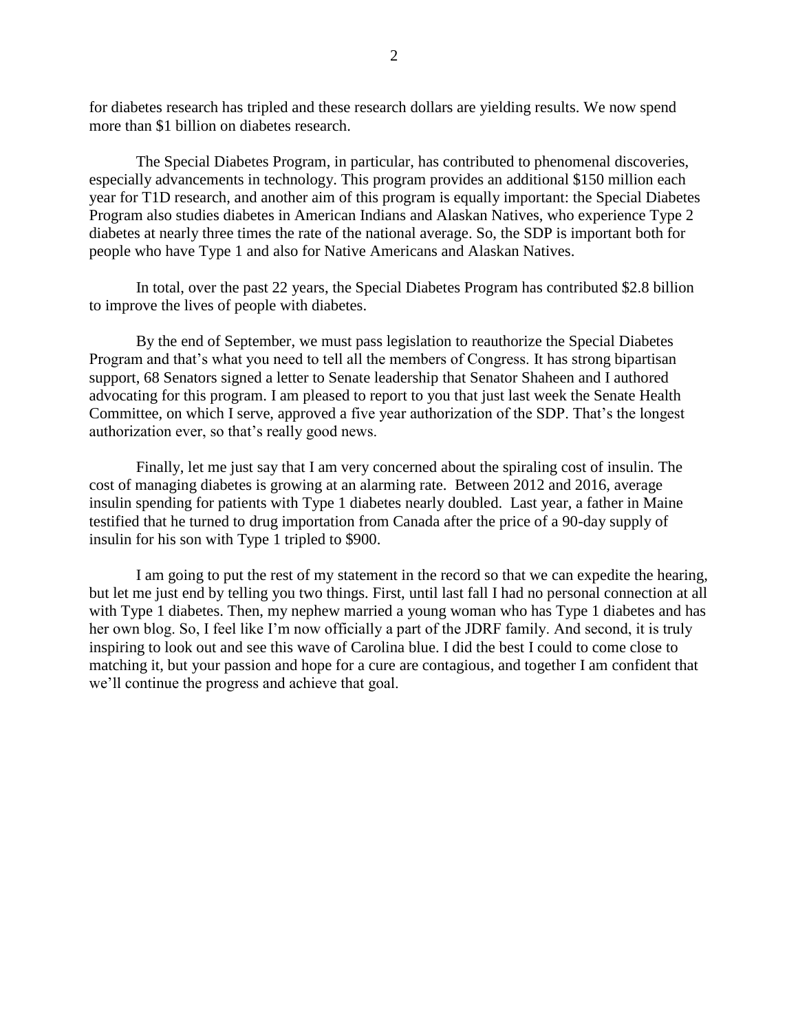for diabetes research has tripled and these research dollars are yielding results. We now spend more than $1 billion on diabetes research.

The Special Diabetes Program, in particular, has contributed to phenomenal discoveries, especially advancements in technology. This program provides an additional $150 million each year for T1D research, and another aim of this program is equally important: the Special Diabetes Program also studies diabetes in American Indians and Alaskan Natives, who experience Type 2 diabetes at nearly three times the rate of the national average. So, the SDP is important both for people who have Type 1 and also for Native Americans and Alaskan Natives.

In total, over the past 22 years, the Special Diabetes Program has contributed $2.8 billion to improve the lives of people with diabetes.

By the end of September, we must pass legislation to reauthorize the Special Diabetes Program and that's what you need to tell all the members of Congress. It has strong bipartisan support, 68 Senators signed a letter to Senate leadership that Senator Shaheen and I authored advocating for this program. I am pleased to report to you that just last week the Senate Health Committee, on which I serve, approved a five year authorization of the SDP. That's the longest authorization ever, so that's really good news.

Finally, let me just say that I am very concerned about the spiraling cost of insulin. The cost of managing diabetes is growing at an alarming rate. Between 2012 and 2016, average insulin spending for patients with Type 1 diabetes nearly doubled. Last year, a father in Maine testified that he turned to drug importation from Canada after the price of a 90-day supply of insulin for his son with Type 1 tripled to $900.

I am going to put the rest of my statement in the record so that we can expedite the hearing, but let me just end by telling you two things. First, until last fall I had no personal connection at all with Type 1 diabetes. Then, my nephew married a young woman who has Type 1 diabetes and has her own blog. So, I feel like I'm now officially a part of the JDRF family. And second, it is truly inspiring to look out and see this wave of Carolina blue. I did the best I could to come close to matching it, but your passion and hope for a cure are contagious, and together I am confident that we'll continue the progress and achieve that goal.